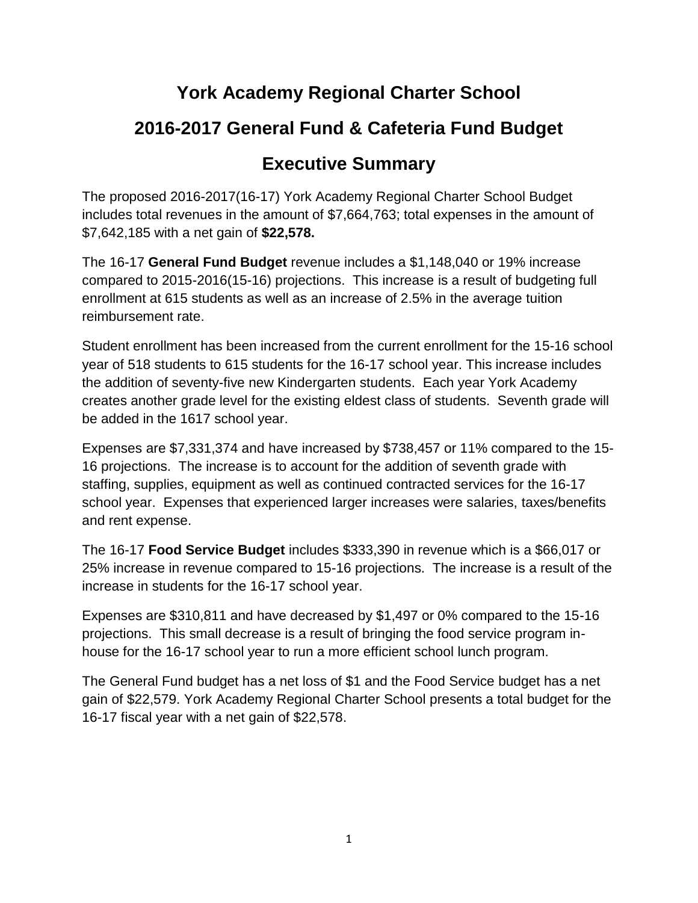# York Academy Regional Charter School

## 2016-2017 General Fund & Cafeteria Fund Budget

## Executive Summary

The proposed 2016-2017(16-17) York Academy Regional Charter School Budget includes total revenues in the amount of $7,664,763; total expenses in the amount of $7,642,185 with a net gain of **$22,578.**

The 16-17 **General Fund Budget** revenue includes a $1,148,040 or 19% increase compared to 2015-2016(15-16) projections. This increase is a result of budgeting full enrollment at 615 students as well as an increase of 2.5% in the average tuition reimbursement rate.

Student enrollment has been increased from the current enrollment for the 15-16 school year of 518 students to 615 students for the 16-17 school year. This increase includes the addition of seventy-five new Kindergarten students. Each year York Academy creates another grade level for the existing eldest class of students. Seventh grade will be added in the 1617 school year.

Expenses are $7,331,374 and have increased by $738,457 or 11% compared to the 15-16 projections. The increase is to account for the addition of seventh grade with staffing, supplies, equipment as well as continued contracted services for the 16-17 school year. Expenses that experienced larger increases were salaries, taxes/benefits and rent expense.

The 16-17 **Food Service Budget** includes $333,390 in revenue which is a $66,017 or 25% increase in revenue compared to 15-16 projections. The increase is a result of the increase in students for the 16-17 school year.

Expenses are $310,811 and have decreased by $1,497 or 0% compared to the 15-16 projections. This small decrease is a result of bringing the food service program in-house for the 16-17 school year to run a more efficient school lunch program.

The General Fund budget has a net loss of $1 and the Food Service budget has a net gain of $22,579. York Academy Regional Charter School presents a total budget for the 16-17 fiscal year with a net gain of $22,578.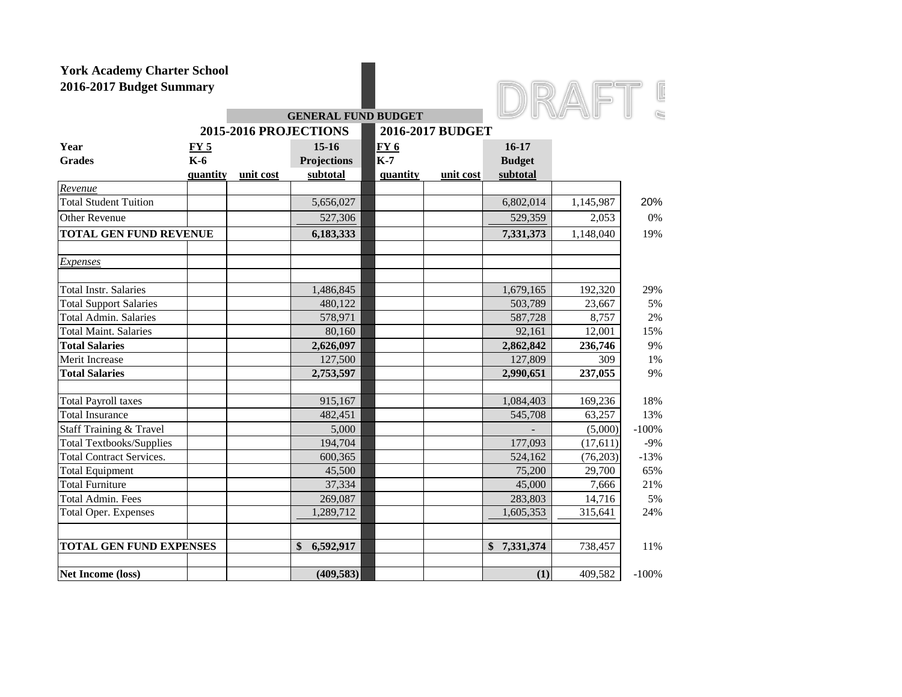**York Academy Charter School**
**2016-2017 Budget Summary**

DRAFT 5

| | GENERAL FUND BUDGET | | | | | | | |
|---|---|---|---|---|---|---|---|---|
| | 2015-2016 PROJECTIONS | | | 2016-2017 BUDGET | | | | |
| **Year** | **FY 5** | | **15-16** | **FY 6** | | **16-17** | | |
| **Grades** | **K-6** | | **Projections** | **K-7** | | **Budget** | | |
| | **quantity** | **unit cost** | **subtotal** | **quantity** | **unit cost** | **subtotal** | | |
| *Revenue* | | | | | | | | |
| Total Student Tuition | | | 5,656,027 | | | 6,802,014 | 1,145,987 | 20% |
| Other Revenue | | | 527,306 | | | 529,359 | 2,053 | 0% |
| **TOTAL GEN FUND REVENUE** | | | **6,183,333** | | | **7,331,373** | 1,148,040 | 19% |
| | | | | | | | | |
| *Expenses* | | | | | | | | |
| | | | | | | | | |
| Total Instr. Salaries | | | 1,486,845 | | | 1,679,165 | 192,320 | 29% |
| Total Support Salaries | | | 480,122 | | | 503,789 | 23,667 | 5% |
| Total Admin. Salaries | | | 578,971 | | | 587,728 | 8,757 | 2% |
| Total Maint. Salaries | | | 80,160 | | | 92,161 | 12,001 | 15% |
| **Total Salaries** | | | **2,626,097** | | | **2,862,842** | **236,746** | 9% |
| Merit Increase | | | 127,500 | | | 127,809 | 309 | 1% |
| **Total Salaries** | | | **2,753,597** | | | **2,990,651** | **237,055** | 9% |
| | | | | | | | | |
| Total Payroll taxes | | | 915,167 | | | 1,084,403 | 169,236 | 18% |
| Total Insurance | | | 482,451 | | | 545,708 | 63,257 | 13% |
| Staff Training & Travel | | | 5,000 | | | - | (5,000) | -100% |
| Total Textbooks/Supplies | | | 194,704 | | | 177,093 | (17,611) | -9% |
| Total Contract Services. | | | 600,365 | | | 524,162 | (76,203) | -13% |
| Total Equipment | | | 45,500 | | | 75,200 | 29,700 | 65% |
| Total Furniture | | | 37,334 | | | 45,000 | 7,666 | 21% |
| Total Admin. Fees | | | 269,087 | | | 283,803 | 14,716 | 5% |
| Total Oper. Expenses | | | 1,289,712 | | | 1,605,353 | 315,641 | 24% |
| | | | | | | | | |
| **TOTAL GEN FUND EXPENSES** | | | **$ 6,592,917** | | | **$ 7,331,374** | 738,457 | 11% |
| | | | | | | | | |
| **Net Income (loss)** | | | **(409,583)** | | | **(1)** | 409,582 | -100% |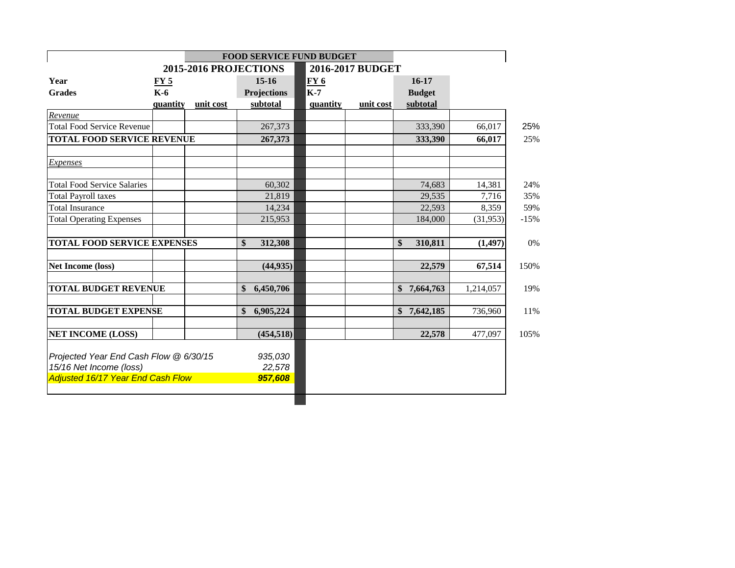| | | | | | | | | |
|---|---|---|---|---|---|---|---|---|
| | **FOOD SERVICE FUND BUDGET** | | | | | | | |
| | **2015-2016 PROJECTIONS** | | | **2016-2017 BUDGET** | | | | |
| **Year** | **FY 5** | | **15-16** | **FY 6** | | **16-17** | | |
| **Grades** | **K-6** | | **Projections** | **K-7** | | **Budget** | | |
| | **quantity** | **unit cost** | **subtotal** | **quantity** | **unit cost** | **subtotal** | | |
| *Revenue* | | | | | | | | |
| Total Food Service Revenue | | | 267,373 | | | 333,390 | 66,017 | 25% |
| **TOTAL FOOD SERVICE REVENUE** | | | **267,373** | | | **333,390** | **66,017** | 25% |
| *Expenses* | | | | | | | | |
| Total Food Service Salaries | | | 60,302 | | | 74,683 | 14,381 | 24% |
| Total Payroll taxes | | | 21,819 | | | 29,535 | 7,716 | 35% |
| Total Insurance | | | 14,234 | | | 22,593 | 8,359 | 59% |
| Total Operating Expenses | | | 215,953 | | | 184,000 | (31,953) | -15% |
| **TOTAL FOOD SERVICE EXPENSES** | | | **$ 312,308** | | | **$ 310,811** | **(1,497)** | 0% |
| **Net Income (loss)** | | | **(44,935)** | | | **22,579** | **67,514** | 150% |
| **TOTAL BUDGET REVENUE** | | | **$ 6,450,706** | | | **$ 7,664,763** | 1,214,057 | 19% |
| **TOTAL BUDGET EXPENSE** | | | **$ 6,905,224** | | | **$ 7,642,185** | 736,960 | 11% |
| **NET INCOME (LOSS)** | | | **(454,518)** | | | **22,578** | 477,097 | 105% |
| *Projected Year End Cash Flow @ 6/30/15* | | | *935,030* | | | | | |
| *15/16 Net Income (loss)* | | | *22,578* | | | | | |
| ***Adjusted 16/17 Year End Cash Flow*** | | | ***957,608*** | | | | | |